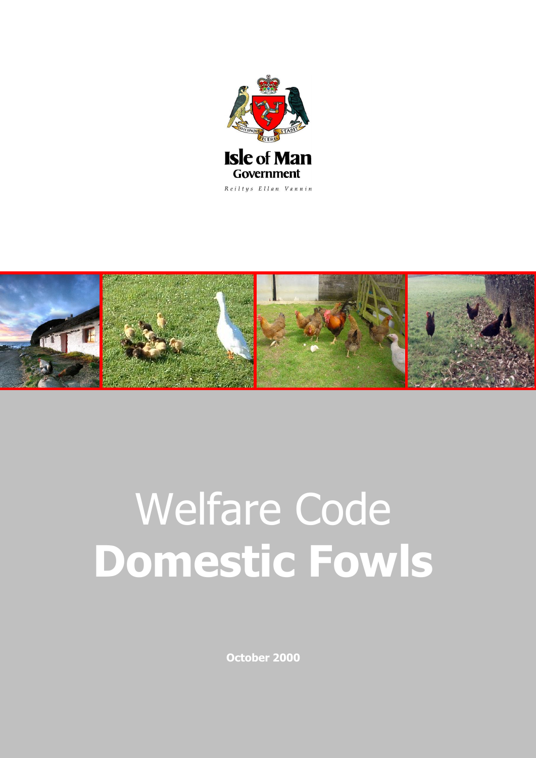Isle of Man Government

Reiltys Ellan Vannin

# Welfare Code
# **Domestic Fowls**

**October 2000**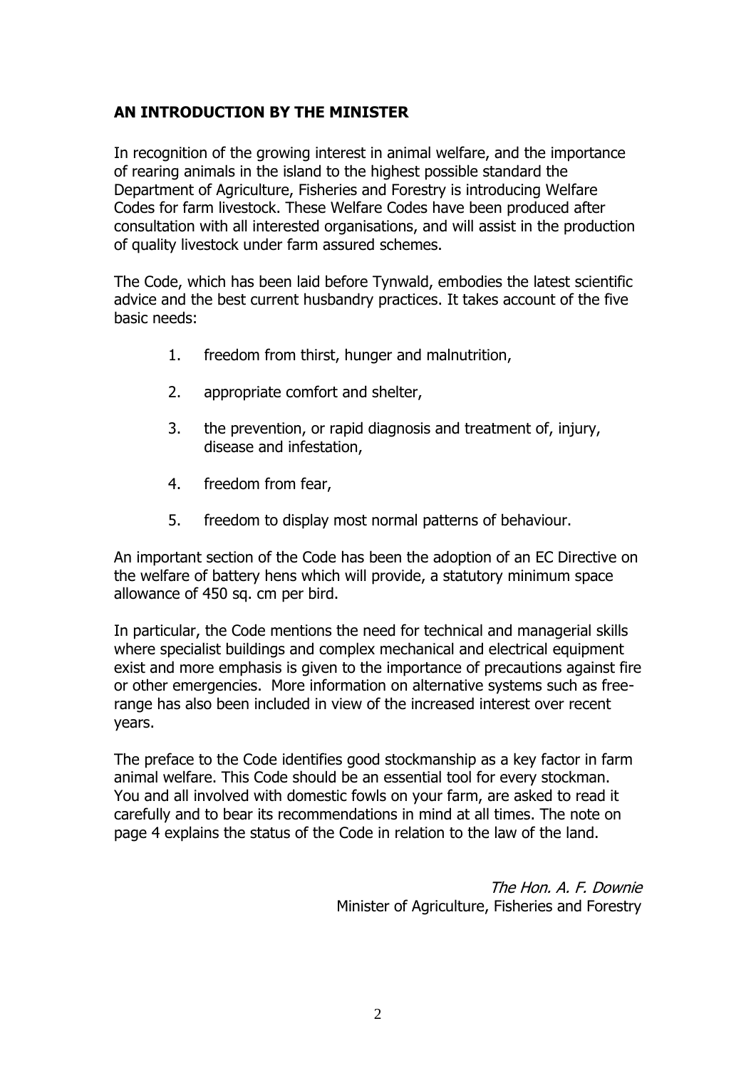## AN INTRODUCTION BY THE MINISTER

In recognition of the growing interest in animal welfare, and the importance of rearing animals in the island to the highest possible standard the Department of Agriculture, Fisheries and Forestry is introducing Welfare Codes for farm livestock. These Welfare Codes have been produced after consultation with all interested organisations, and will assist in the production of quality livestock under farm assured schemes.

The Code, which has been laid before Tynwald, embodies the latest scientific advice and the best current husbandry practices. It takes account of the five basic needs:

1. freedom from thirst, hunger and malnutrition,
2. appropriate comfort and shelter,
3. the prevention, or rapid diagnosis and treatment of, injury, disease and infestation,
4. freedom from fear,
5. freedom to display most normal patterns of behaviour.

An important section of the Code has been the adoption of an EC Directive on the welfare of battery hens which will provide, a statutory minimum space allowance of 450 sq. cm per bird.

In particular, the Code mentions the need for technical and managerial skills where specialist buildings and complex mechanical and electrical equipment exist and more emphasis is given to the importance of precautions against fire or other emergencies. More information on alternative systems such as free-range has also been included in view of the increased interest over recent years.

The preface to the Code identifies good stockmanship as a key factor in farm animal welfare. This Code should be an essential tool for every stockman. You and all involved with domestic fowls on your farm, are asked to read it carefully and to bear its recommendations in mind at all times. The note on page 4 explains the status of the Code in relation to the law of the land.

*The Hon. A. F. Downie*
Minister of Agriculture, Fisheries and Forestry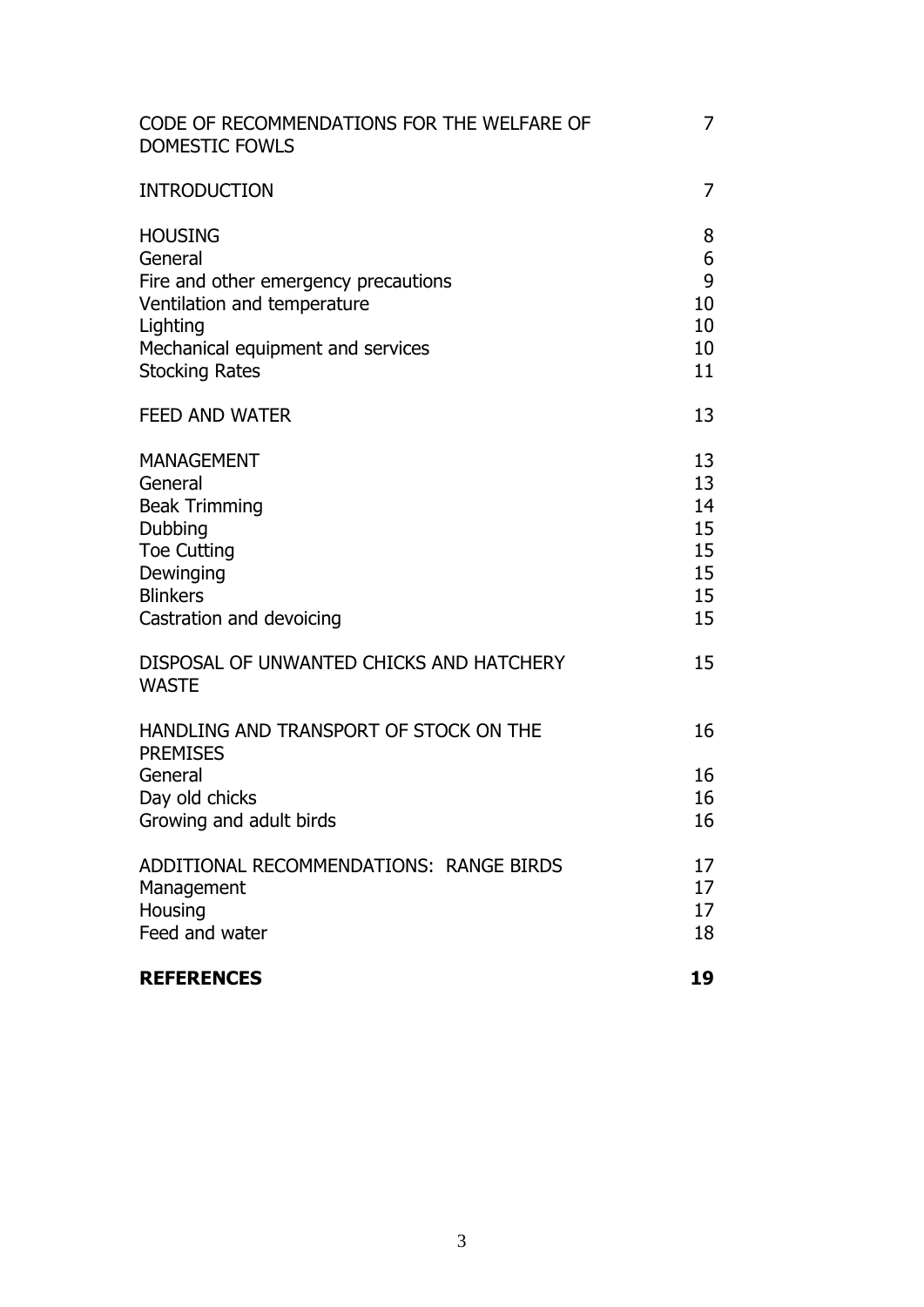| | |
|---|---|
| CODE OF RECOMMENDATIONS FOR THE WELFARE OF DOMESTIC FOWLS | 7 |
| INTRODUCTION | 7 |
| HOUSING | 8 |
| General | 6 |
| Fire and other emergency precautions | 9 |
| Ventilation and temperature | 10 |
| Lighting | 10 |
| Mechanical equipment and services | 10 |
| Stocking Rates | 11 |
| FEED AND WATER | 13 |
| MANAGEMENT | 13 |
| General | 13 |
| Beak Trimming | 14 |
| Dubbing | 15 |
| Toe Cutting | 15 |
| Dewinging | 15 |
| Blinkers | 15 |
| Castration and devoicing | 15 |
| DISPOSAL OF UNWANTED CHICKS AND HATCHERY WASTE | 15 |
| HANDLING AND TRANSPORT OF STOCK ON THE PREMISES | 16 |
| General | 16 |
| Day old chicks | 16 |
| Growing and adult birds | 16 |
| ADDITIONAL RECOMMENDATIONS: RANGE BIRDS | 17 |
| Management | 17 |
| Housing | 17 |
| Feed and water | 18 |
| **REFERENCES** | **19** |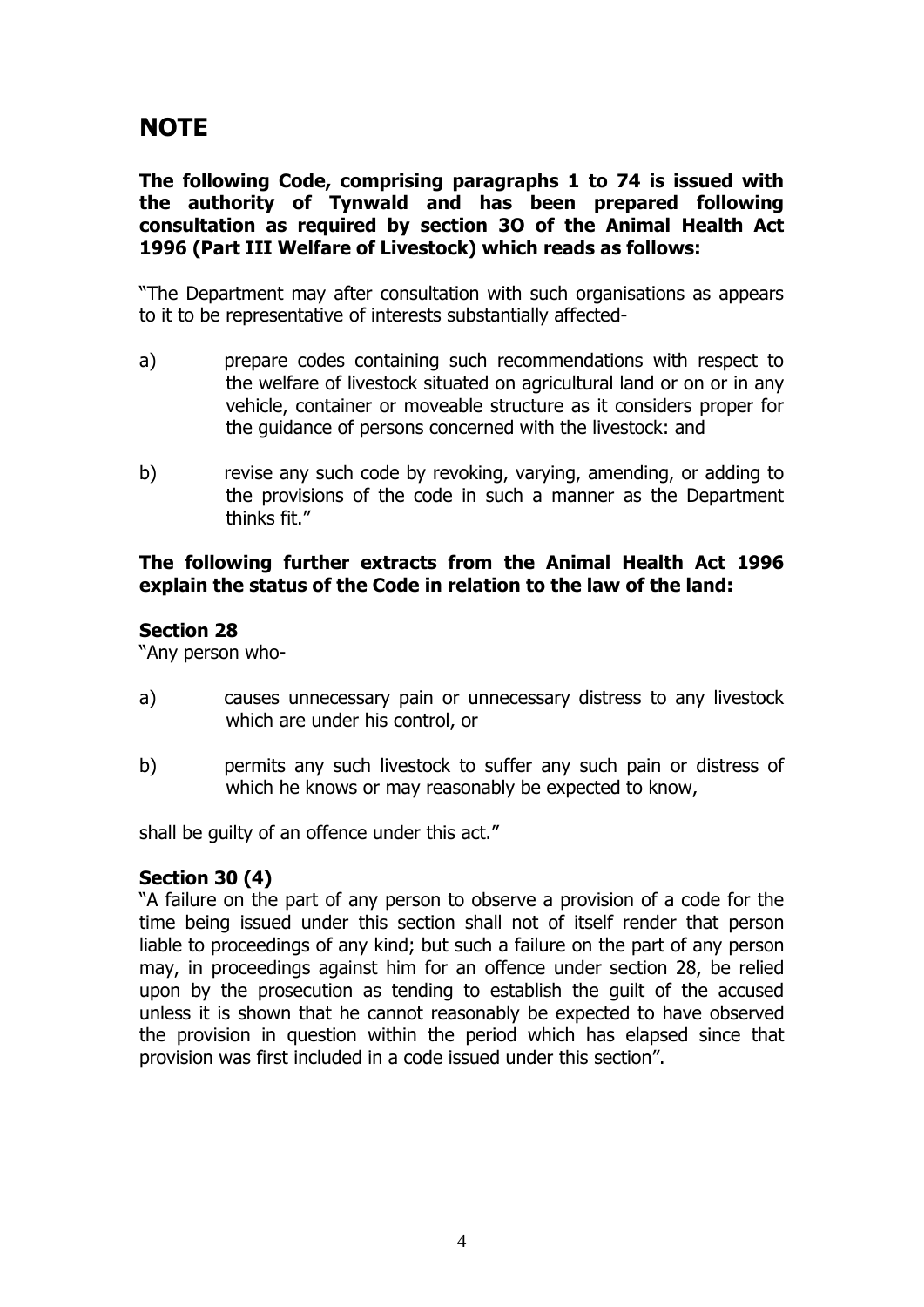# NOTE

**The following Code, comprising paragraphs 1 to 74 is issued with the authority of Tynwald and has been prepared following consultation as required by section 3O of the Animal Health Act 1996 (Part III Welfare of Livestock) which reads as follows:**

"The Department may after consultation with such organisations as appears to it to be representative of interests substantially affected-

a) prepare codes containing such recommendations with respect to the welfare of livestock situated on agricultural land or on or in any vehicle, container or moveable structure as it considers proper for the guidance of persons concerned with the livestock: and

b) revise any such code by revoking, varying, amending, or adding to the provisions of the code in such a manner as the Department thinks fit."

**The following further extracts from the Animal Health Act 1996 explain the status of the Code in relation to the law of the land:**

**Section 28**

"Any person who-

a) causes unnecessary pain or unnecessary distress to any livestock which are under his control, or

b) permits any such livestock to suffer any such pain or distress of which he knows or may reasonably be expected to know,

shall be guilty of an offence under this act."

**Section 30 (4)**

"A failure on the part of any person to observe a provision of a code for the time being issued under this section shall not of itself render that person liable to proceedings of any kind; but such a failure on the part of any person may, in proceedings against him for an offence under section 28, be relied upon by the prosecution as tending to establish the guilt of the accused unless it is shown that he cannot reasonably be expected to have observed the provision in question within the period which has elapsed since that provision was first included in a code issued under this section".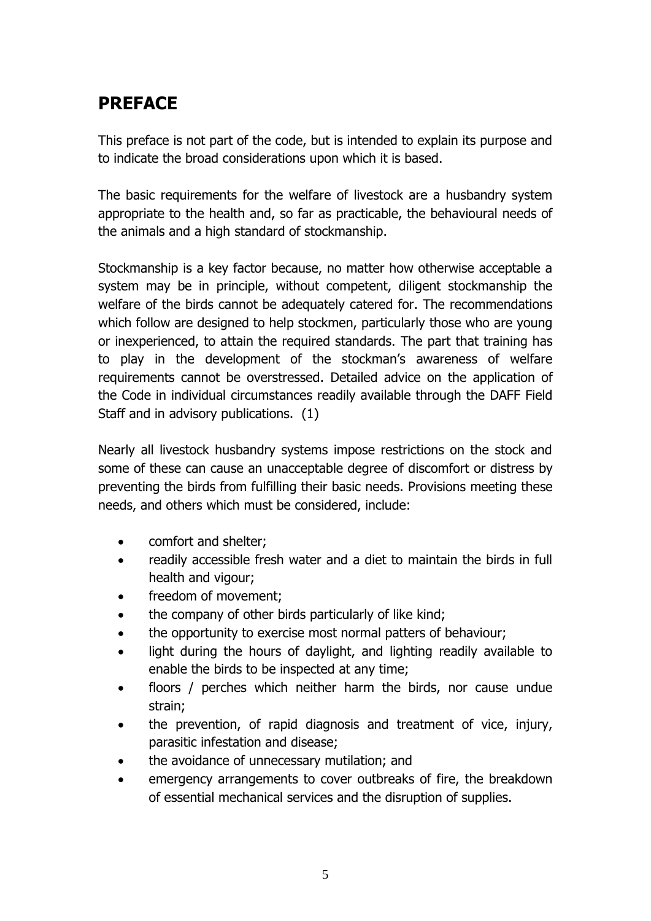## PREFACE

This preface is not part of the code, but is intended to explain its purpose and to indicate the broad considerations upon which it is based.

The basic requirements for the welfare of livestock are a husbandry system appropriate to the health and, so far as practicable, the behavioural needs of the animals and a high standard of stockmanship.

Stockmanship is a key factor because, no matter how otherwise acceptable a system may be in principle, without competent, diligent stockmanship the welfare of the birds cannot be adequately catered for. The recommendations which follow are designed to help stockmen, particularly those who are young or inexperienced, to attain the required standards. The part that training has to play in the development of the stockman's awareness of welfare requirements cannot be overstressed. Detailed advice on the application of the Code in individual circumstances readily available through the DAFF Field Staff and in advisory publications. (1)

Nearly all livestock husbandry systems impose restrictions on the stock and some of these can cause an unacceptable degree of discomfort or distress by preventing the birds from fulfilling their basic needs. Provisions meeting these needs, and others which must be considered, include:

- comfort and shelter;
- readily accessible fresh water and a diet to maintain the birds in full health and vigour;
- freedom of movement;
- the company of other birds particularly of like kind;
- the opportunity to exercise most normal patters of behaviour;
- light during the hours of daylight, and lighting readily available to enable the birds to be inspected at any time;
- floors / perches which neither harm the birds, nor cause undue strain;
- the prevention, of rapid diagnosis and treatment of vice, injury, parasitic infestation and disease;
- the avoidance of unnecessary mutilation; and
- emergency arrangements to cover outbreaks of fire, the breakdown of essential mechanical services and the disruption of supplies.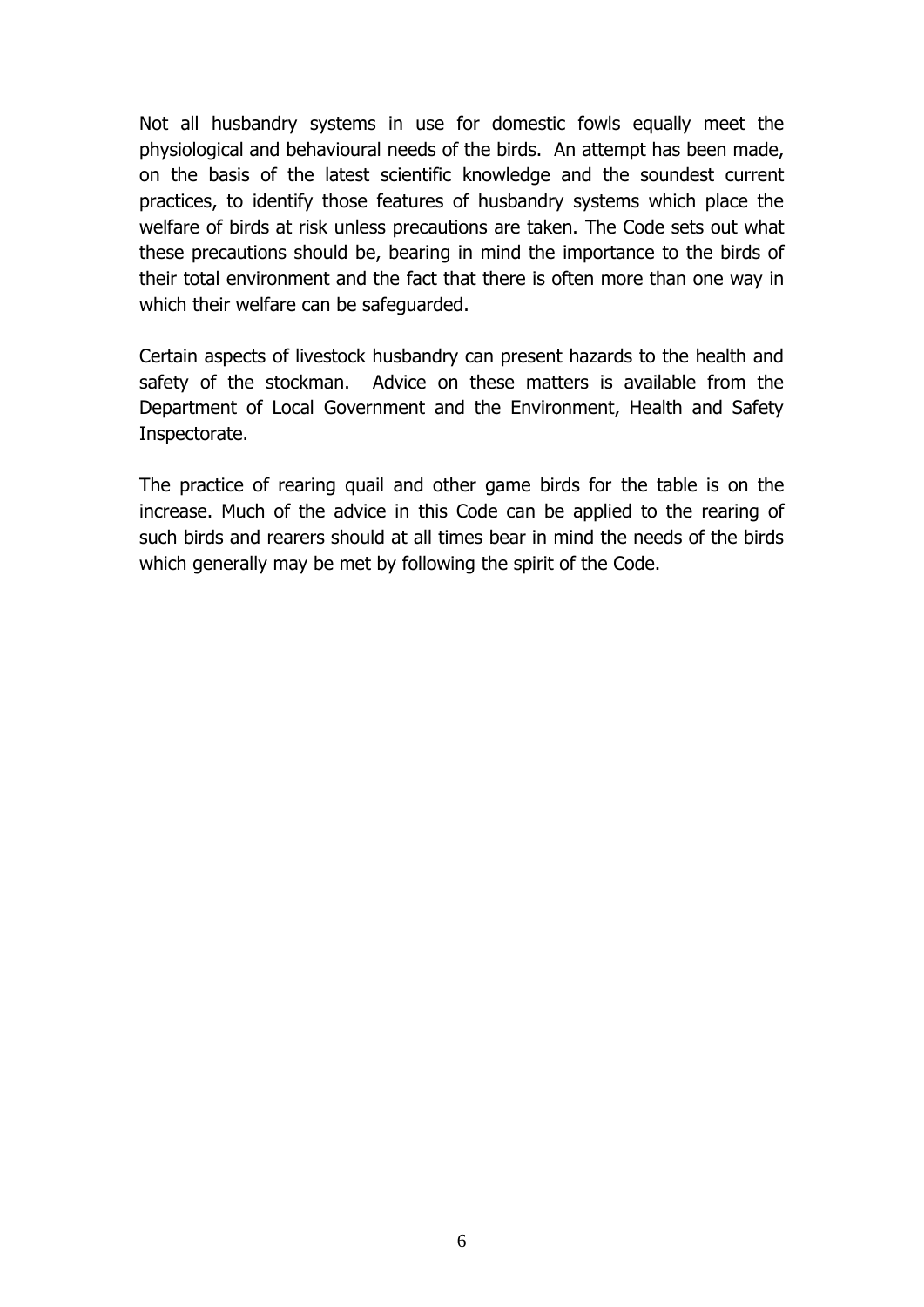Not all husbandry systems in use for domestic fowls equally meet the physiological and behavioural needs of the birds. An attempt has been made, on the basis of the latest scientific knowledge and the soundest current practices, to identify those features of husbandry systems which place the welfare of birds at risk unless precautions are taken. The Code sets out what these precautions should be, bearing in mind the importance to the birds of their total environment and the fact that there is often more than one way in which their welfare can be safeguarded.

Certain aspects of livestock husbandry can present hazards to the health and safety of the stockman. Advice on these matters is available from the Department of Local Government and the Environment, Health and Safety Inspectorate.

The practice of rearing quail and other game birds for the table is on the increase. Much of the advice in this Code can be applied to the rearing of such birds and rearers should at all times bear in mind the needs of the birds which generally may be met by following the spirit of the Code.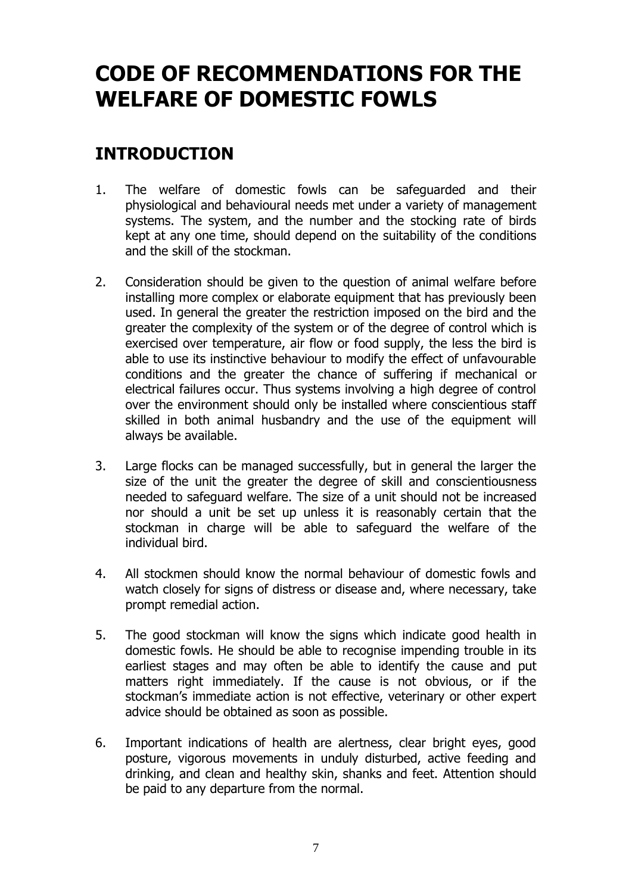# CODE OF RECOMMENDATIONS FOR THE WELFARE OF DOMESTIC FOWLS

## INTRODUCTION

1. The welfare of domestic fowls can be safeguarded and their physiological and behavioural needs met under a variety of management systems. The system, and the number and the stocking rate of birds kept at any one time, should depend on the suitability of the conditions and the skill of the stockman.

2. Consideration should be given to the question of animal welfare before installing more complex or elaborate equipment that has previously been used. In general the greater the restriction imposed on the bird and the greater the complexity of the system or of the degree of control which is exercised over temperature, air flow or food supply, the less the bird is able to use its instinctive behaviour to modify the effect of unfavourable conditions and the greater the chance of suffering if mechanical or electrical failures occur. Thus systems involving a high degree of control over the environment should only be installed where conscientious staff skilled in both animal husbandry and the use of the equipment will always be available.

3. Large flocks can be managed successfully, but in general the larger the size of the unit the greater the degree of skill and conscientiousness needed to safeguard welfare. The size of a unit should not be increased nor should a unit be set up unless it is reasonably certain that the stockman in charge will be able to safeguard the welfare of the individual bird.

4. All stockmen should know the normal behaviour of domestic fowls and watch closely for signs of distress or disease and, where necessary, take prompt remedial action.

5. The good stockman will know the signs which indicate good health in domestic fowls. He should be able to recognise impending trouble in its earliest stages and may often be able to identify the cause and put matters right immediately. If the cause is not obvious, or if the stockman's immediate action is not effective, veterinary or other expert advice should be obtained as soon as possible.

6. Important indications of health are alertness, clear bright eyes, good posture, vigorous movements in unduly disturbed, active feeding and drinking, and clean and healthy skin, shanks and feet. Attention should be paid to any departure from the normal.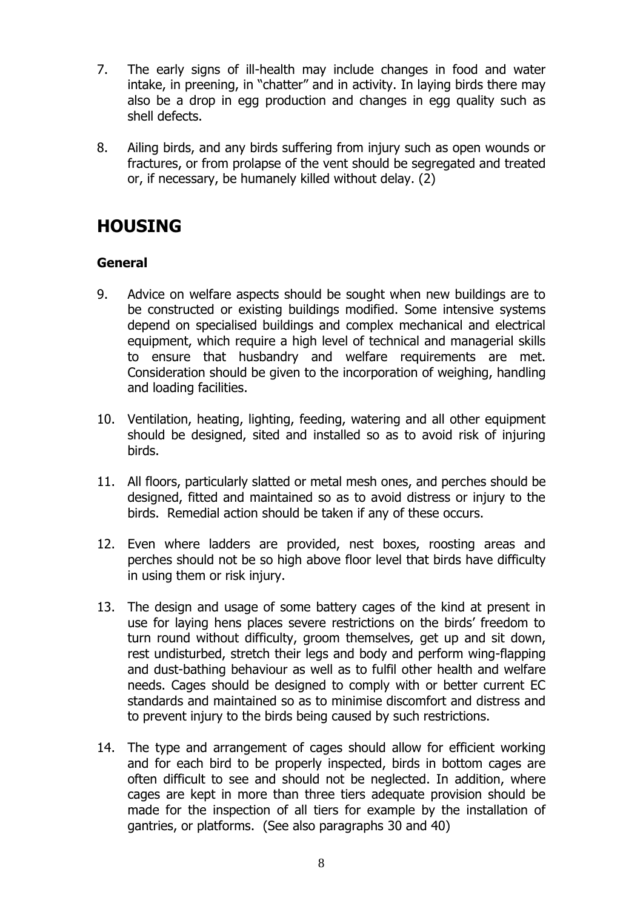7. The early signs of ill-health may include changes in food and water intake, in preening, in "chatter" and in activity. In laying birds there may also be a drop in egg production and changes in egg quality such as shell defects.

8. Ailing birds, and any birds suffering from injury such as open wounds or fractures, or from prolapse of the vent should be segregated and treated or, if necessary, be humanely killed without delay. (2)

## HOUSING

### General

9. Advice on welfare aspects should be sought when new buildings are to be constructed or existing buildings modified. Some intensive systems depend on specialised buildings and complex mechanical and electrical equipment, which require a high level of technical and managerial skills to ensure that husbandry and welfare requirements are met. Consideration should be given to the incorporation of weighing, handling and loading facilities.

10. Ventilation, heating, lighting, feeding, watering and all other equipment should be designed, sited and installed so as to avoid risk of injuring birds.

11. All floors, particularly slatted or metal mesh ones, and perches should be designed, fitted and maintained so as to avoid distress or injury to the birds. Remedial action should be taken if any of these occurs.

12. Even where ladders are provided, nest boxes, roosting areas and perches should not be so high above floor level that birds have difficulty in using them or risk injury.

13. The design and usage of some battery cages of the kind at present in use for laying hens places severe restrictions on the birds' freedom to turn round without difficulty, groom themselves, get up and sit down, rest undisturbed, stretch their legs and body and perform wing-flapping and dust-bathing behaviour as well as to fulfil other health and welfare needs. Cages should be designed to comply with or better current EC standards and maintained so as to minimise discomfort and distress and to prevent injury to the birds being caused by such restrictions.

14. The type and arrangement of cages should allow for efficient working and for each bird to be properly inspected, birds in bottom cages are often difficult to see and should not be neglected. In addition, where cages are kept in more than three tiers adequate provision should be made for the inspection of all tiers for example by the installation of gantries, or platforms. (See also paragraphs 30 and 40)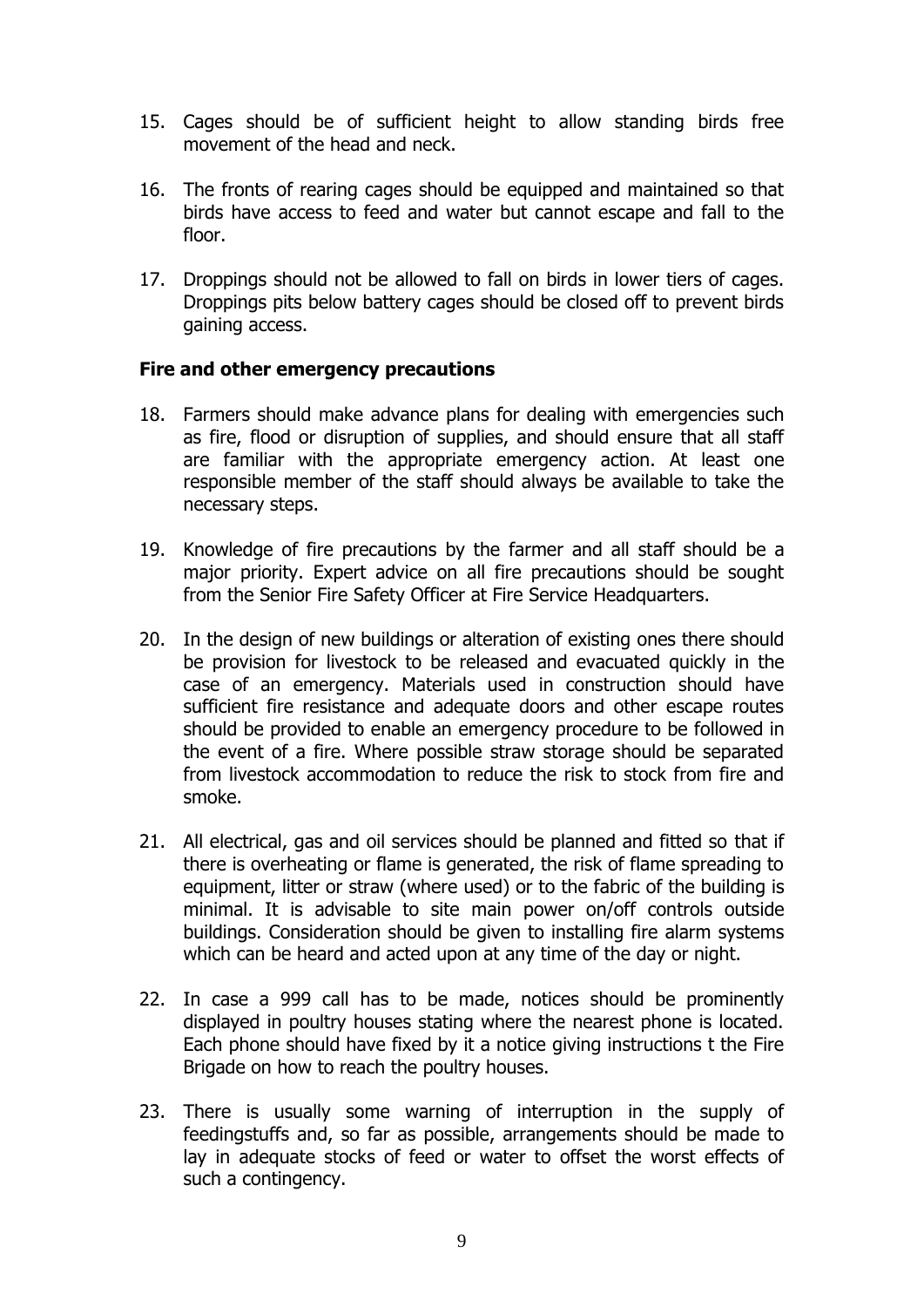15. Cages should be of sufficient height to allow standing birds free movement of the head and neck.

16. The fronts of rearing cages should be equipped and maintained so that birds have access to feed and water but cannot escape and fall to the floor.

17. Droppings should not be allowed to fall on birds in lower tiers of cages. Droppings pits below battery cages should be closed off to prevent birds gaining access.

### Fire and other emergency precautions

18. Farmers should make advance plans for dealing with emergencies such as fire, flood or disruption of supplies, and should ensure that all staff are familiar with the appropriate emergency action. At least one responsible member of the staff should always be available to take the necessary steps.

19. Knowledge of fire precautions by the farmer and all staff should be a major priority. Expert advice on all fire precautions should be sought from the Senior Fire Safety Officer at Fire Service Headquarters.

20. In the design of new buildings or alteration of existing ones there should be provision for livestock to be released and evacuated quickly in the case of an emergency. Materials used in construction should have sufficient fire resistance and adequate doors and other escape routes should be provided to enable an emergency procedure to be followed in the event of a fire. Where possible straw storage should be separated from livestock accommodation to reduce the risk to stock from fire and smoke.

21. All electrical, gas and oil services should be planned and fitted so that if there is overheating or flame is generated, the risk of flame spreading to equipment, litter or straw (where used) or to the fabric of the building is minimal. It is advisable to site main power on/off controls outside buildings. Consideration should be given to installing fire alarm systems which can be heard and acted upon at any time of the day or night.

22. In case a 999 call has to be made, notices should be prominently displayed in poultry houses stating where the nearest phone is located. Each phone should have fixed by it a notice giving instructions t the Fire Brigade on how to reach the poultry houses.

23. There is usually some warning of interruption in the supply of feedingstuffs and, so far as possible, arrangements should be made to lay in adequate stocks of feed or water to offset the worst effects of such a contingency.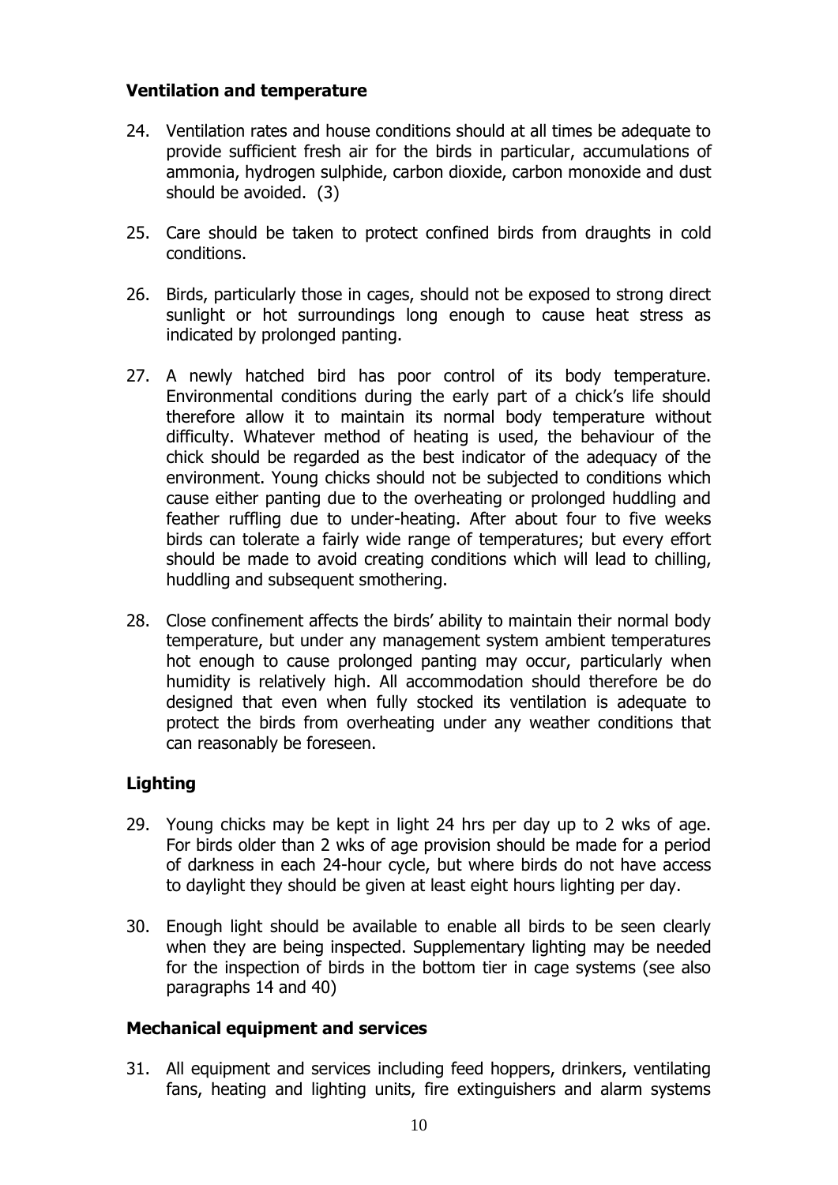## Ventilation and temperature

24. Ventilation rates and house conditions should at all times be adequate to provide sufficient fresh air for the birds in particular, accumulations of ammonia, hydrogen sulphide, carbon dioxide, carbon monoxide and dust should be avoided. (3)

25. Care should be taken to protect confined birds from draughts in cold conditions.

26. Birds, particularly those in cages, should not be exposed to strong direct sunlight or hot surroundings long enough to cause heat stress as indicated by prolonged panting.

27. A newly hatched bird has poor control of its body temperature. Environmental conditions during the early part of a chick's life should therefore allow it to maintain its normal body temperature without difficulty. Whatever method of heating is used, the behaviour of the chick should be regarded as the best indicator of the adequacy of the environment. Young chicks should not be subjected to conditions which cause either panting due to the overheating or prolonged huddling and feather ruffling due to under-heating. After about four to five weeks birds can tolerate a fairly wide range of temperatures; but every effort should be made to avoid creating conditions which will lead to chilling, huddling and subsequent smothering.

28. Close confinement affects the birds' ability to maintain their normal body temperature, but under any management system ambient temperatures hot enough to cause prolonged panting may occur, particularly when humidity is relatively high. All accommodation should therefore be do designed that even when fully stocked its ventilation is adequate to protect the birds from overheating under any weather conditions that can reasonably be foreseen.

## Lighting

29. Young chicks may be kept in light 24 hrs per day up to 2 wks of age. For birds older than 2 wks of age provision should be made for a period of darkness in each 24-hour cycle, but where birds do not have access to daylight they should be given at least eight hours lighting per day.

30. Enough light should be available to enable all birds to be seen clearly when they are being inspected. Supplementary lighting may be needed for the inspection of birds in the bottom tier in cage systems (see also paragraphs 14 and 40)

## Mechanical equipment and services

31. All equipment and services including feed hoppers, drinkers, ventilating fans, heating and lighting units, fire extinguishers and alarm systems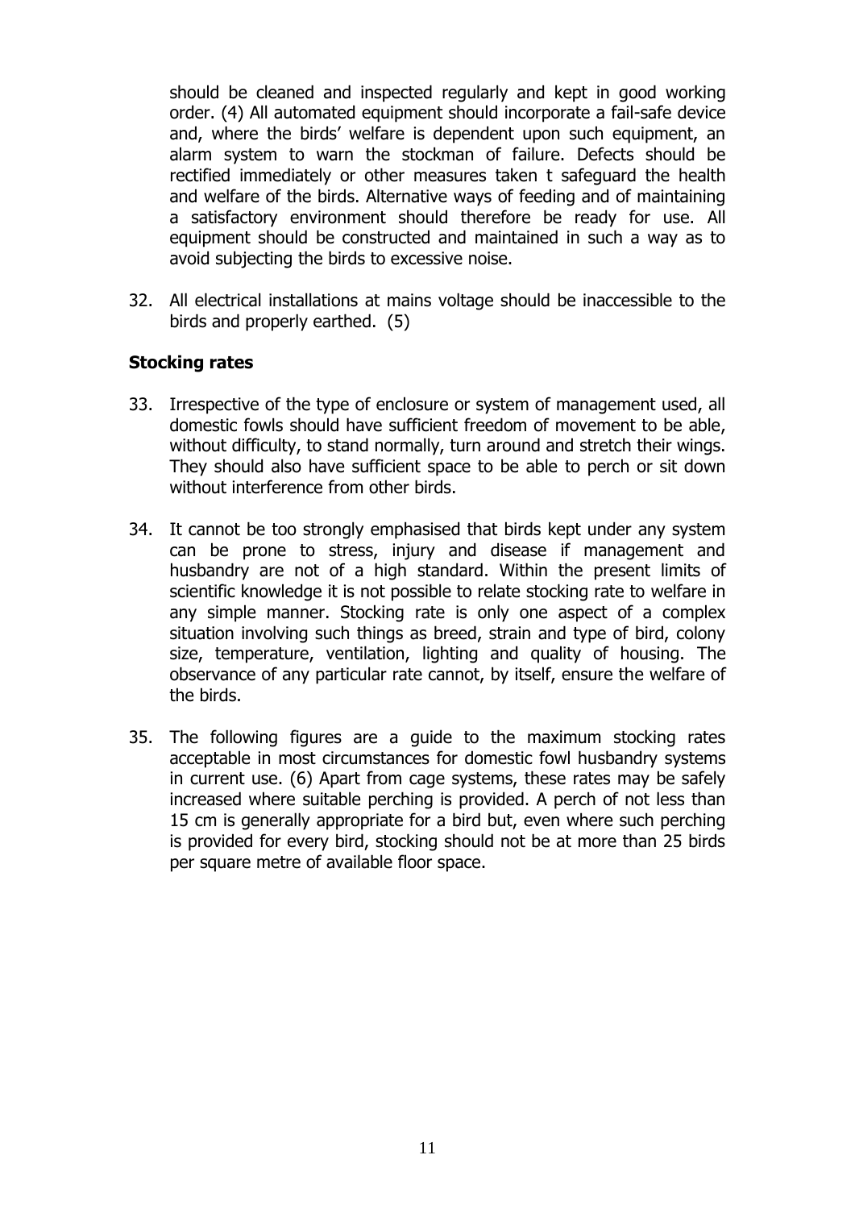should be cleaned and inspected regularly and kept in good working order. (4) All automated equipment should incorporate a fail-safe device and, where the birds' welfare is dependent upon such equipment, an alarm system to warn the stockman of failure. Defects should be rectified immediately or other measures taken t safeguard the health and welfare of the birds. Alternative ways of feeding and of maintaining a satisfactory environment should therefore be ready for use. All equipment should be constructed and maintained in such a way as to avoid subjecting the birds to excessive noise.

32. All electrical installations at mains voltage should be inaccessible to the birds and properly earthed. (5)

### Stocking rates

33. Irrespective of the type of enclosure or system of management used, all domestic fowls should have sufficient freedom of movement to be able, without difficulty, to stand normally, turn around and stretch their wings. They should also have sufficient space to be able to perch or sit down without interference from other birds.

34. It cannot be too strongly emphasised that birds kept under any system can be prone to stress, injury and disease if management and husbandry are not of a high standard. Within the present limits of scientific knowledge it is not possible to relate stocking rate to welfare in any simple manner. Stocking rate is only one aspect of a complex situation involving such things as breed, strain and type of bird, colony size, temperature, ventilation, lighting and quality of housing. The observance of any particular rate cannot, by itself, ensure the welfare of the birds.

35. The following figures are a guide to the maximum stocking rates acceptable in most circumstances for domestic fowl husbandry systems in current use. (6) Apart from cage systems, these rates may be safely increased where suitable perching is provided. A perch of not less than 15 cm is generally appropriate for a bird but, even where such perching is provided for every bird, stocking should not be at more than 25 birds per square metre of available floor space.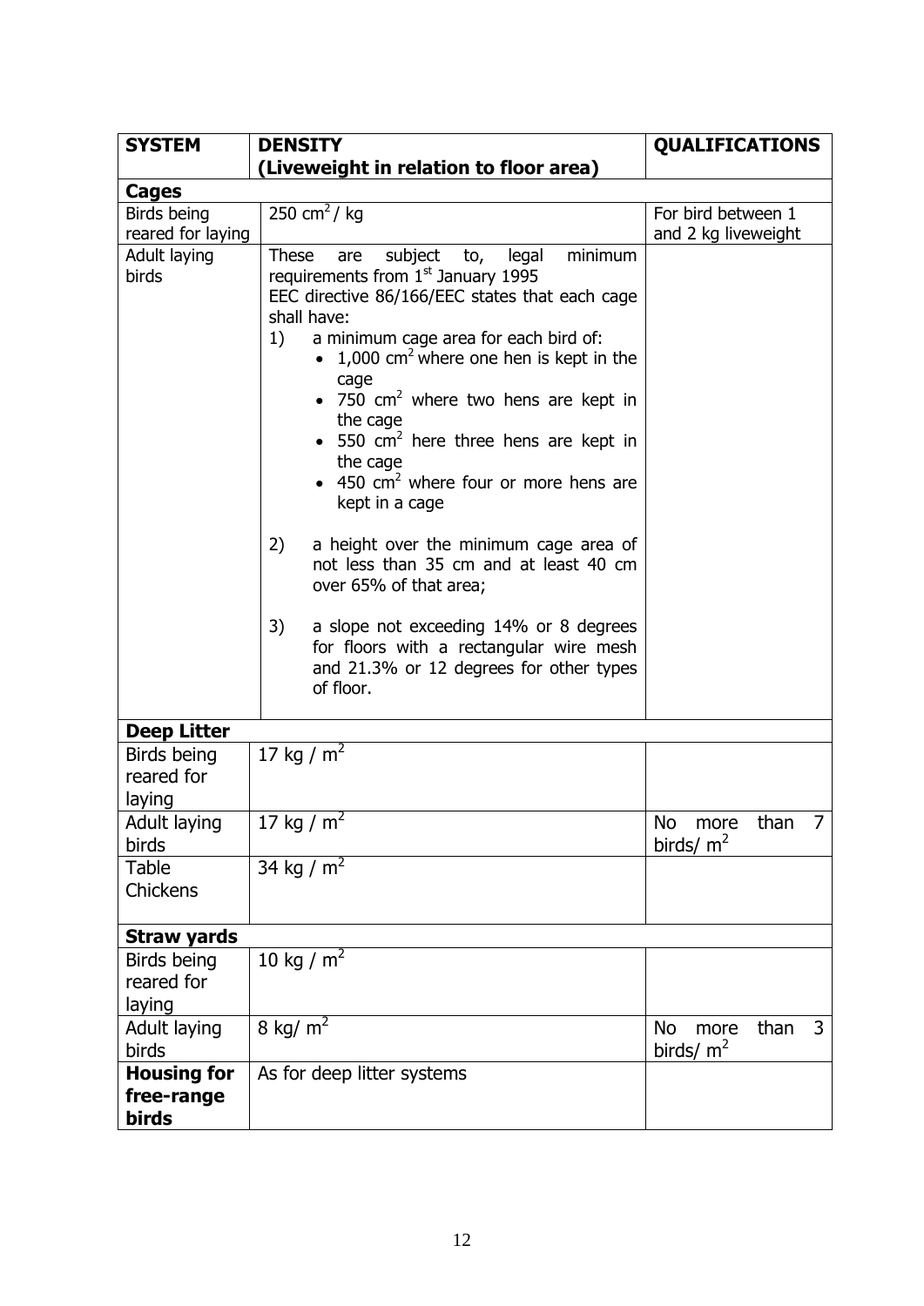| **SYSTEM** | **DENSITY (Liveweight in relation to floor area)** | **QUALIFICATIONS** |
|---|---|---|
| **Cages** | | |
| Birds being reared for laying | 250 $cm^2$ / kg | For bird between 1 and 2 kg liveweight |
| Adult laying birds | These are subject to, legal minimum requirements from 1st January 1995<br>EEC directive 86/166/EEC states that each cage shall have:<br>1) a minimum cage area for each bird of:<br>• 1,000 $cm^2$ where one hen is kept in the cage<br>• 750 $cm^2$ where two hens are kept in the cage<br>• 550 $cm^2$ here three hens are kept in the cage<br>• 450 $cm^2$ where four or more hens are kept in a cage<br>2) a height over the minimum cage area of not less than 35 cm and at least 40 cm over 65% of that area;<br>3) a slope not exceeding 14% or 8 degrees for floors with a rectangular wire mesh and 21.3% or 12 degrees for other types of floor. | |
| **Deep Litter** | | |
| Birds being reared for laying | 17 kg / $m^2$ | |
| Adult laying birds | 17 kg / $m^2$ | No more than 7 birds/ $m^2$ |
| Table Chickens | 34 kg / $m^2$ | |
| **Straw yards** | | |
| Birds being reared for laying | 10 kg / $m^2$ | |
| Adult laying birds | 8 kg/ $m^2$ | No more than 3 birds/ $m^2$ |
| **Housing for free-range birds** | As for deep litter systems | |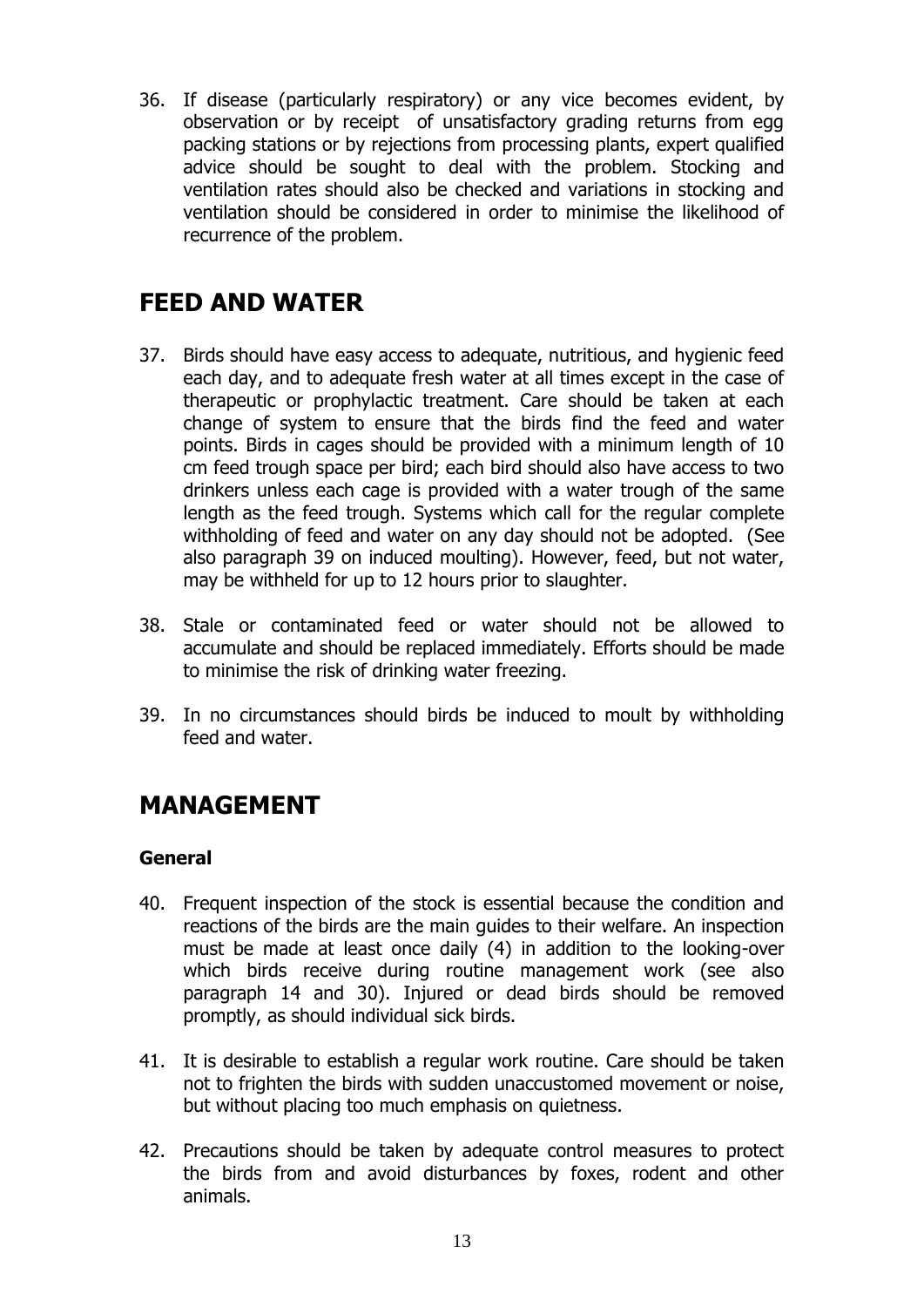36. If disease (particularly respiratory) or any vice becomes evident, by observation or by receipt of unsatisfactory grading returns from egg packing stations or by rejections from processing plants, expert qualified advice should be sought to deal with the problem. Stocking and ventilation rates should also be checked and variations in stocking and ventilation should be considered in order to minimise the likelihood of recurrence of the problem.

## FEED AND WATER

37. Birds should have easy access to adequate, nutritious, and hygienic feed each day, and to adequate fresh water at all times except in the case of therapeutic or prophylactic treatment. Care should be taken at each change of system to ensure that the birds find the feed and water points. Birds in cages should be provided with a minimum length of 10 cm feed trough space per bird; each bird should also have access to two drinkers unless each cage is provided with a water trough of the same length as the feed trough. Systems which call for the regular complete withholding of feed and water on any day should not be adopted. (See also paragraph 39 on induced moulting). However, feed, but not water, may be withheld for up to 12 hours prior to slaughter.

38. Stale or contaminated feed or water should not be allowed to accumulate and should be replaced immediately. Efforts should be made to minimise the risk of drinking water freezing.

39. In no circumstances should birds be induced to moult by withholding feed and water.

## MANAGEMENT

### General

40. Frequent inspection of the stock is essential because the condition and reactions of the birds are the main guides to their welfare. An inspection must be made at least once daily (4) in addition to the looking-over which birds receive during routine management work (see also paragraph 14 and 30). Injured or dead birds should be removed promptly, as should individual sick birds.

41. It is desirable to establish a regular work routine. Care should be taken not to frighten the birds with sudden unaccustomed movement or noise, but without placing too much emphasis on quietness.

42. Precautions should be taken by adequate control measures to protect the birds from and avoid disturbances by foxes, rodent and other animals.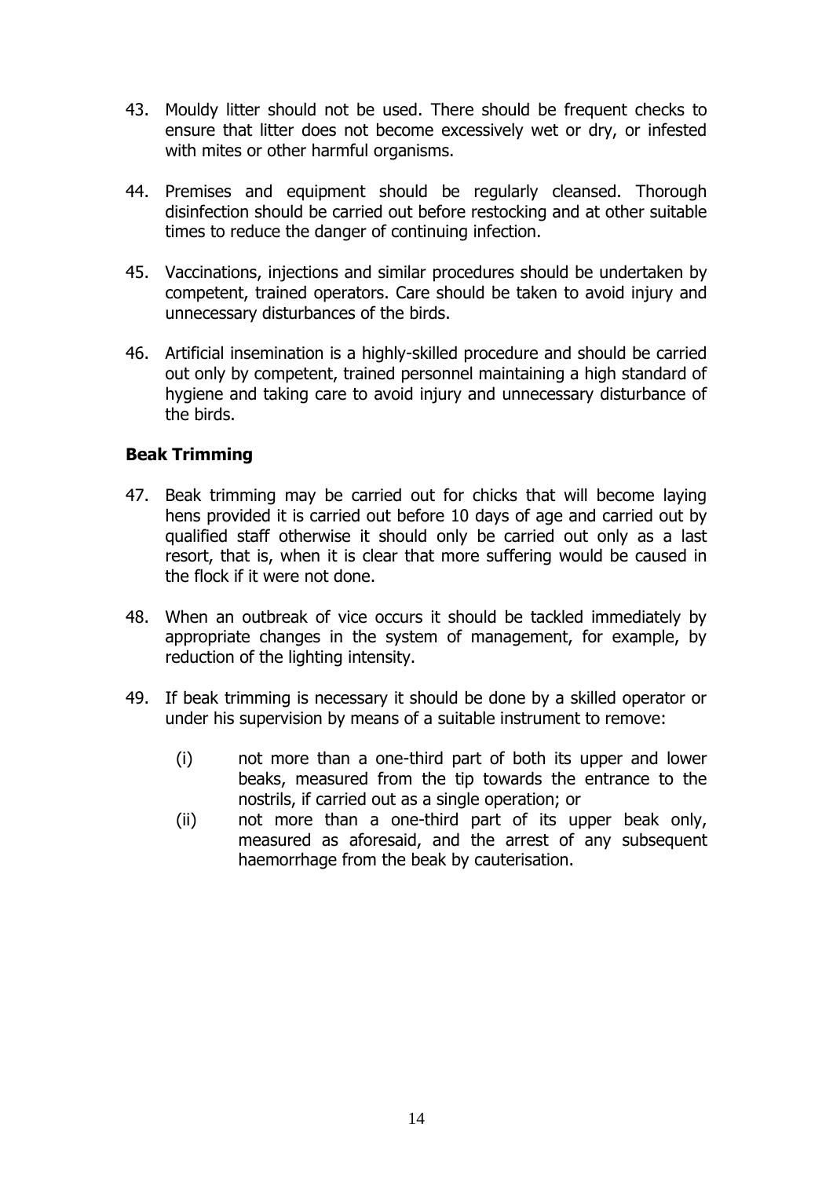43. Mouldy litter should not be used. There should be frequent checks to ensure that litter does not become excessively wet or dry, or infested with mites or other harmful organisms.

44. Premises and equipment should be regularly cleansed. Thorough disinfection should be carried out before restocking and at other suitable times to reduce the danger of continuing infection.

45. Vaccinations, injections and similar procedures should be undertaken by competent, trained operators. Care should be taken to avoid injury and unnecessary disturbances of the birds.

46. Artificial insemination is a highly-skilled procedure and should be carried out only by competent, trained personnel maintaining a high standard of hygiene and taking care to avoid injury and unnecessary disturbance of the birds.

**Beak Trimming**

47. Beak trimming may be carried out for chicks that will become laying hens provided it is carried out before 10 days of age and carried out by qualified staff otherwise it should only be carried out only as a last resort, that is, when it is clear that more suffering would be caused in the flock if it were not done.

48. When an outbreak of vice occurs it should be tackled immediately by appropriate changes in the system of management, for example, by reduction of the lighting intensity.

49. If beak trimming is necessary it should be done by a skilled operator or under his supervision by means of a suitable instrument to remove:

    (i) not more than a one-third part of both its upper and lower beaks, measured from the tip towards the entrance to the nostrils, if carried out as a single operation; or

    (ii) not more than a one-third part of its upper beak only, measured as aforesaid, and the arrest of any subsequent haemorrhage from the beak by cauterisation.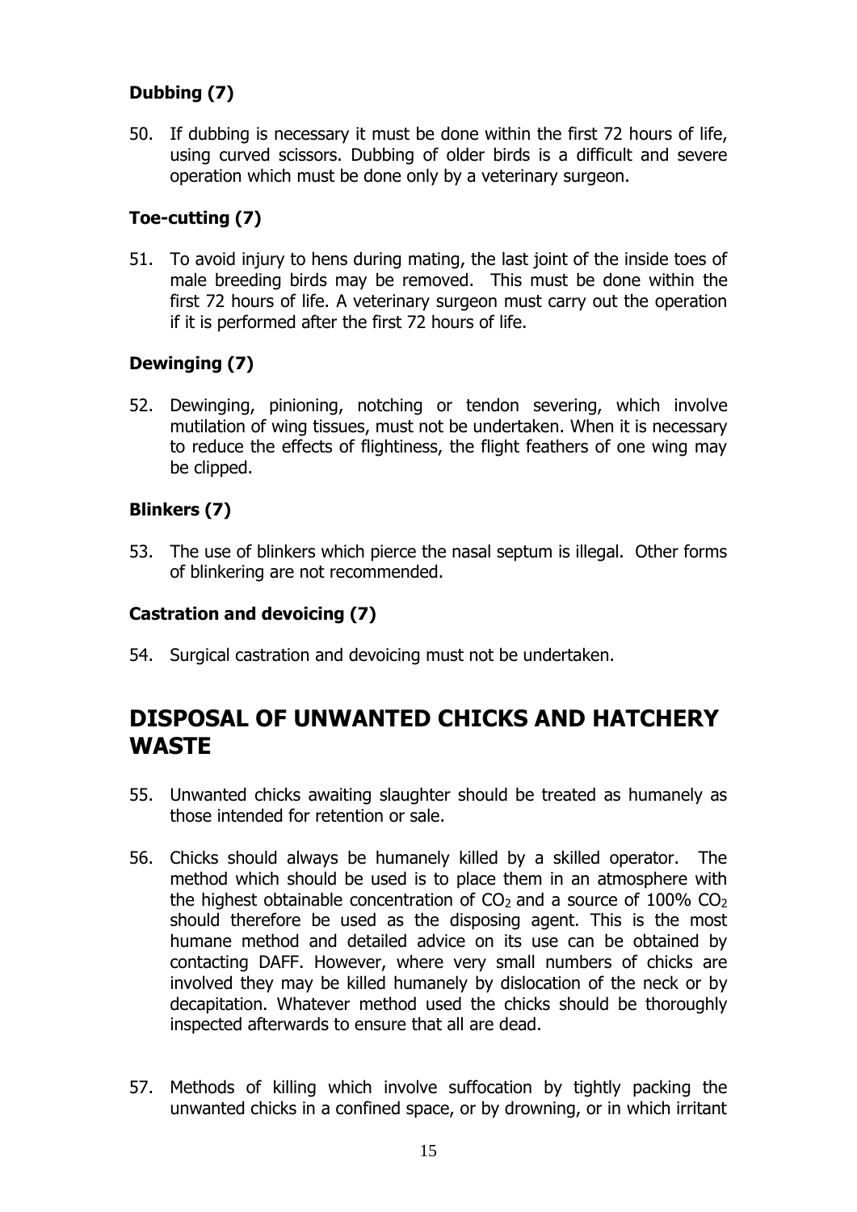### Dubbing (7)

50. If dubbing is necessary it must be done within the first 72 hours of life, using curved scissors. Dubbing of older birds is a difficult and severe operation which must be done only by a veterinary surgeon.

### Toe-cutting (7)

51. To avoid injury to hens during mating, the last joint of the inside toes of male breeding birds may be removed. This must be done within the first 72 hours of life. A veterinary surgeon must carry out the operation if it is performed after the first 72 hours of life.

### Dewinging (7)

52. Dewinging, pinioning, notching or tendon severing, which involve mutilation of wing tissues, must not be undertaken. When it is necessary to reduce the effects of flightiness, the flight feathers of one wing may be clipped.

### Blinkers (7)

53. The use of blinkers which pierce the nasal septum is illegal. Other forms of blinkering are not recommended.

### Castration and devoicing (7)

54. Surgical castration and devoicing must not be undertaken.

## DISPOSAL OF UNWANTED CHICKS AND HATCHERY WASTE

55. Unwanted chicks awaiting slaughter should be treated as humanely as those intended for retention or sale.

56. Chicks should always be humanely killed by a skilled operator. The method which should be used is to place them in an atmosphere with the highest obtainable concentration of $CO_2$ and a source of 100% $CO_2$ should therefore be used as the disposing agent. This is the most humane method and detailed advice on its use can be obtained by contacting DAFF. However, where very small numbers of chicks are involved they may be killed humanely by dislocation of the neck or by decapitation. Whatever method used the chicks should be thoroughly inspected afterwards to ensure that all are dead.

57. Methods of killing which involve suffocation by tightly packing the unwanted chicks in a confined space, or by drowning, or in which irritant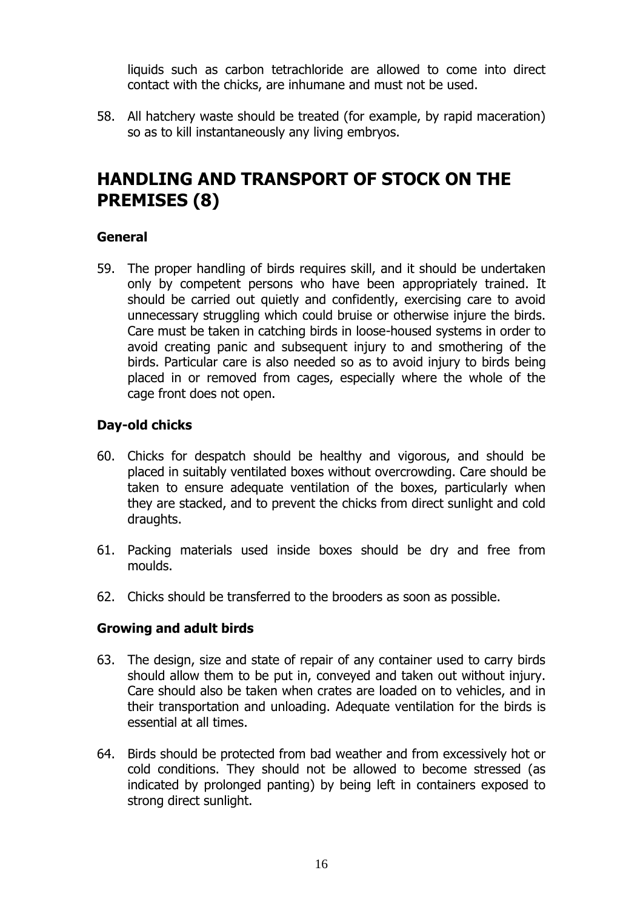liquids such as carbon tetrachloride are allowed to come into direct contact with the chicks, are inhumane and must not be used.

58. All hatchery waste should be treated (for example, by rapid maceration) so as to kill instantaneously any living embryos.

# HANDLING AND TRANSPORT OF STOCK ON THE PREMISES (8)

### General

59. The proper handling of birds requires skill, and it should be undertaken only by competent persons who have been appropriately trained. It should be carried out quietly and confidently, exercising care to avoid unnecessary struggling which could bruise or otherwise injure the birds. Care must be taken in catching birds in loose-housed systems in order to avoid creating panic and subsequent injury to and smothering of the birds. Particular care is also needed so as to avoid injury to birds being placed in or removed from cages, especially where the whole of the cage front does not open.

### Day-old chicks

60. Chicks for despatch should be healthy and vigorous, and should be placed in suitably ventilated boxes without overcrowding. Care should be taken to ensure adequate ventilation of the boxes, particularly when they are stacked, and to prevent the chicks from direct sunlight and cold draughts.

61. Packing materials used inside boxes should be dry and free from moulds.

62. Chicks should be transferred to the brooders as soon as possible.

### Growing and adult birds

63. The design, size and state of repair of any container used to carry birds should allow them to be put in, conveyed and taken out without injury. Care should also be taken when crates are loaded on to vehicles, and in their transportation and unloading. Adequate ventilation for the birds is essential at all times.

64. Birds should be protected from bad weather and from excessively hot or cold conditions. They should not be allowed to become stressed (as indicated by prolonged panting) by being left in containers exposed to strong direct sunlight.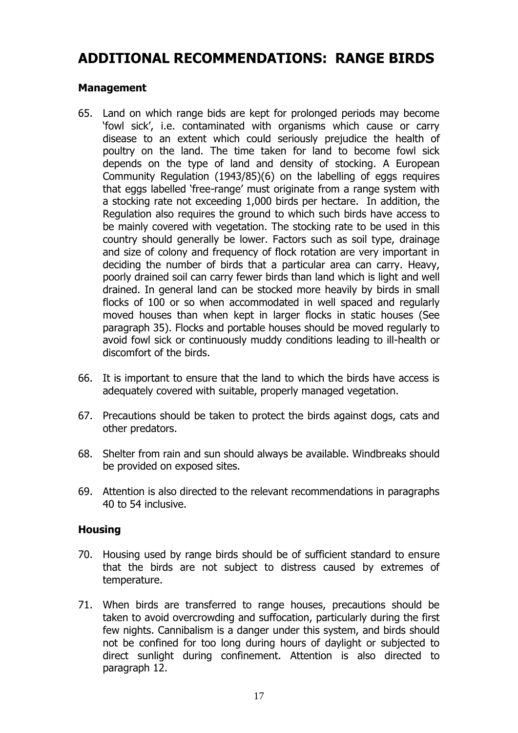# ADDITIONAL RECOMMENDATIONS: RANGE BIRDS

## Management

65. Land on which range bids are kept for prolonged periods may become 'fowl sick', i.e. contaminated with organisms which cause or carry disease to an extent which could seriously prejudice the health of poultry on the land. The time taken for land to become fowl sick depends on the type of land and density of stocking. A European Community Regulation (1943/85)(6) on the labelling of eggs requires that eggs labelled 'free-range' must originate from a range system with a stocking rate not exceeding 1,000 birds per hectare. In addition, the Regulation also requires the ground to which such birds have access to be mainly covered with vegetation. The stocking rate to be used in this country should generally be lower. Factors such as soil type, drainage and size of colony and frequency of flock rotation are very important in deciding the number of birds that a particular area can carry. Heavy, poorly drained soil can carry fewer birds than land which is light and well drained. In general land can be stocked more heavily by birds in small flocks of 100 or so when accommodated in well spaced and regularly moved houses than when kept in larger flocks in static houses (See paragraph 35). Flocks and portable houses should be moved regularly to avoid fowl sick or continuously muddy conditions leading to ill-health or discomfort of the birds.

66. It is important to ensure that the land to which the birds have access is adequately covered with suitable, properly managed vegetation.

67. Precautions should be taken to protect the birds against dogs, cats and other predators.

68. Shelter from rain and sun should always be available. Windbreaks should be provided on exposed sites.

69. Attention is also directed to the relevant recommendations in paragraphs 40 to 54 inclusive.

## Housing

70. Housing used by range birds should be of sufficient standard to ensure that the birds are not subject to distress caused by extremes of temperature.

71. When birds are transferred to range houses, precautions should be taken to avoid overcrowding and suffocation, particularly during the first few nights. Cannibalism is a danger under this system, and birds should not be confined for too long during hours of daylight or subjected to direct sunlight during confinement. Attention is also directed to paragraph 12.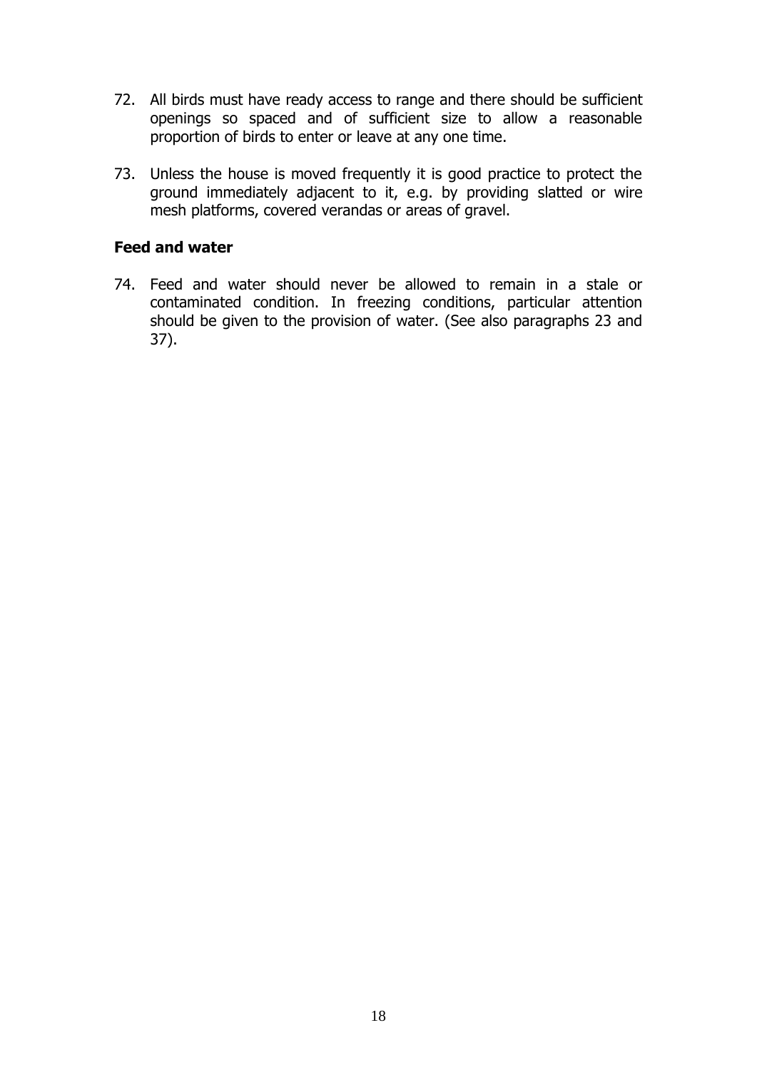72. All birds must have ready access to range and there should be sufficient openings so spaced and of sufficient size to allow a reasonable proportion of birds to enter or leave at any one time.

73. Unless the house is moved frequently it is good practice to protect the ground immediately adjacent to it, e.g. by providing slatted or wire mesh platforms, covered verandas or areas of gravel.

### Feed and water

74. Feed and water should never be allowed to remain in a stale or contaminated condition. In freezing conditions, particular attention should be given to the provision of water. (See also paragraphs 23 and 37).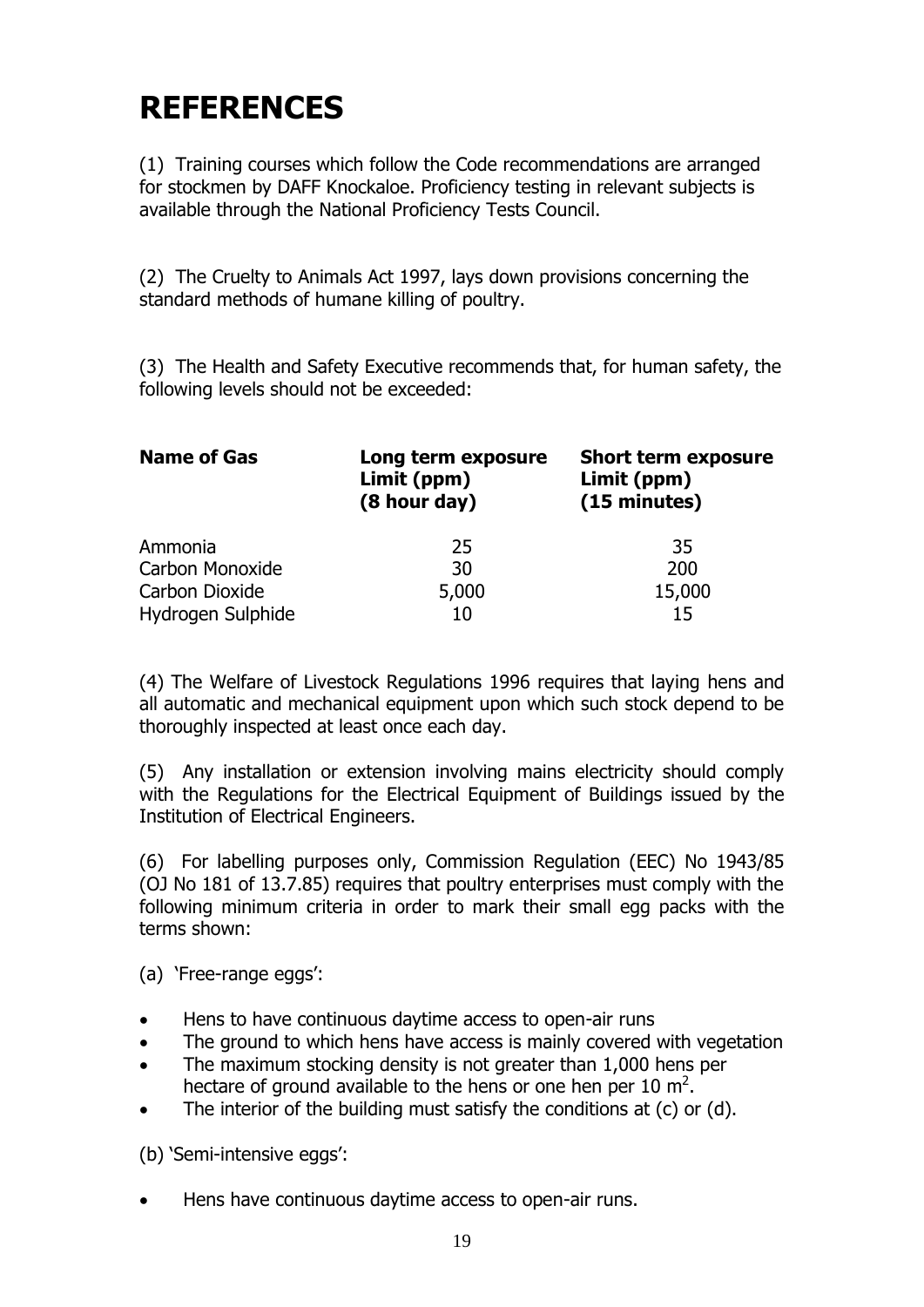# REFERENCES

(1) Training courses which follow the Code recommendations are arranged for stockmen by DAFF Knockaloe. Proficiency testing in relevant subjects is available through the National Proficiency Tests Council.

(2) The Cruelty to Animals Act 1997, lays down provisions concerning the standard methods of humane killing of poultry.

(3) The Health and Safety Executive recommends that, for human safety, the following levels should not be exceeded:

| Name of Gas | Long term exposure Limit (ppm) (8 hour day) | Short term exposure Limit (ppm) (15 minutes) |
|---|---|---|
| Ammonia | 25 | 35 |
| Carbon Monoxide | 30 | 200 |
| Carbon Dioxide | 5,000 | 15,000 |
| Hydrogen Sulphide | 10 | 15 |

(4) The Welfare of Livestock Regulations 1996 requires that laying hens and all automatic and mechanical equipment upon which such stock depend to be thoroughly inspected at least once each day.

(5) Any installation or extension involving mains electricity should comply with the Regulations for the Electrical Equipment of Buildings issued by the Institution of Electrical Engineers.

(6) For labelling purposes only, Commission Regulation (EEC) No 1943/85 (OJ No 181 of 13.7.85) requires that poultry enterprises must comply with the following minimum criteria in order to mark their small egg packs with the terms shown:

(a) 'Free-range eggs':

- Hens to have continuous daytime access to open-air runs
- The ground to which hens have access is mainly covered with vegetation
- The maximum stocking density is not greater than 1,000 hens per hectare of ground available to the hens or one hen per 10 $m^2$.
- The interior of the building must satisfy the conditions at (c) or (d).

(b) 'Semi-intensive eggs':

- Hens have continuous daytime access to open-air runs.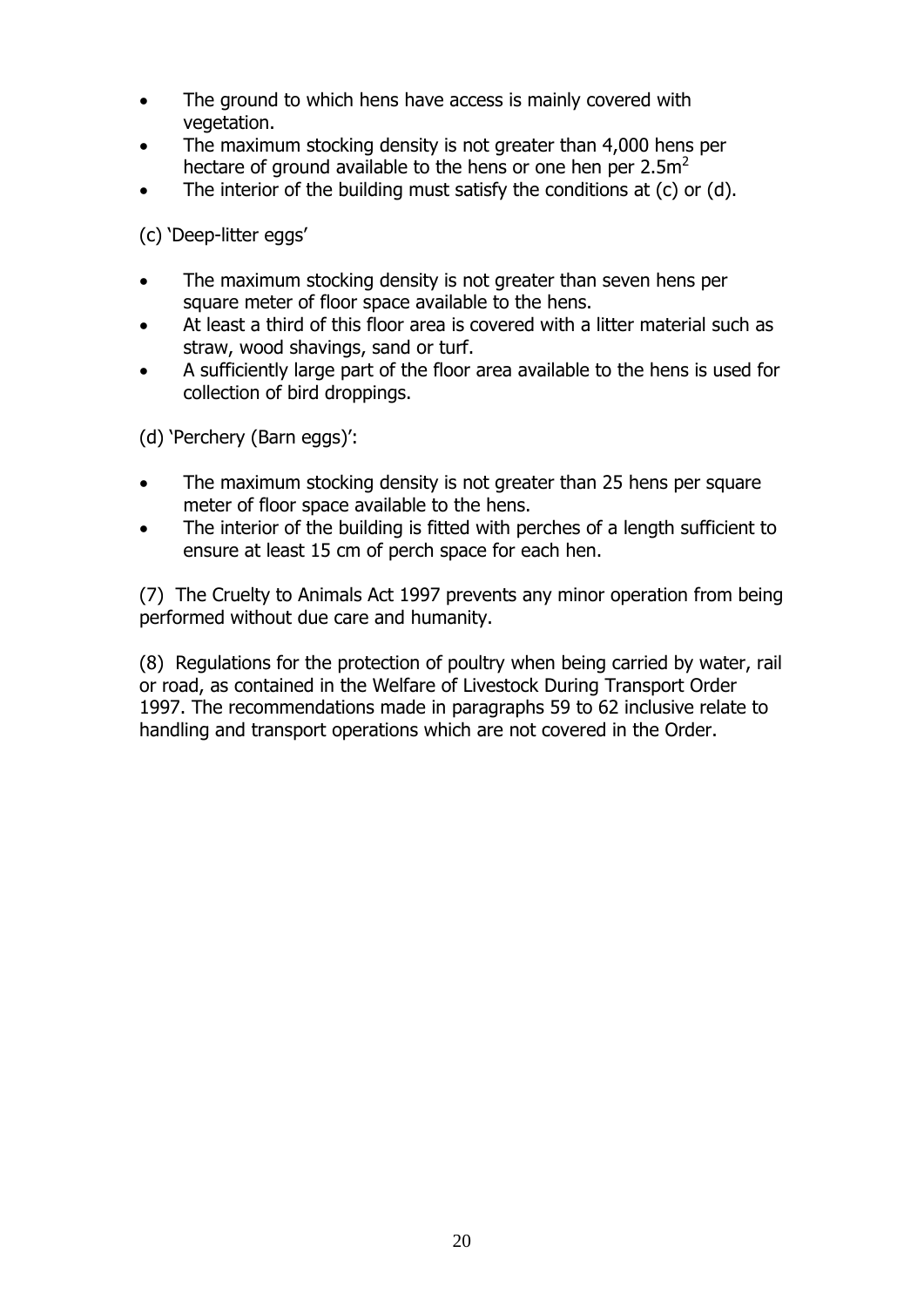- The ground to which hens have access is mainly covered with vegetation.
- The maximum stocking density is not greater than 4,000 hens per hectare of ground available to the hens or one hen per $2.5m^2$
- The interior of the building must satisfy the conditions at (c) or (d).

(c) 'Deep-litter eggs'

- The maximum stocking density is not greater than seven hens per square meter of floor space available to the hens.
- At least a third of this floor area is covered with a litter material such as straw, wood shavings, sand or turf.
- A sufficiently large part of the floor area available to the hens is used for collection of bird droppings.

(d) 'Perchery (Barn eggs)':

- The maximum stocking density is not greater than 25 hens per square meter of floor space available to the hens.
- The interior of the building is fitted with perches of a length sufficient to ensure at least 15 cm of perch space for each hen.

(7) The Cruelty to Animals Act 1997 prevents any minor operation from being performed without due care and humanity.

(8) Regulations for the protection of poultry when being carried by water, rail or road, as contained in the Welfare of Livestock During Transport Order 1997. The recommendations made in paragraphs 59 to 62 inclusive relate to handling and transport operations which are not covered in the Order.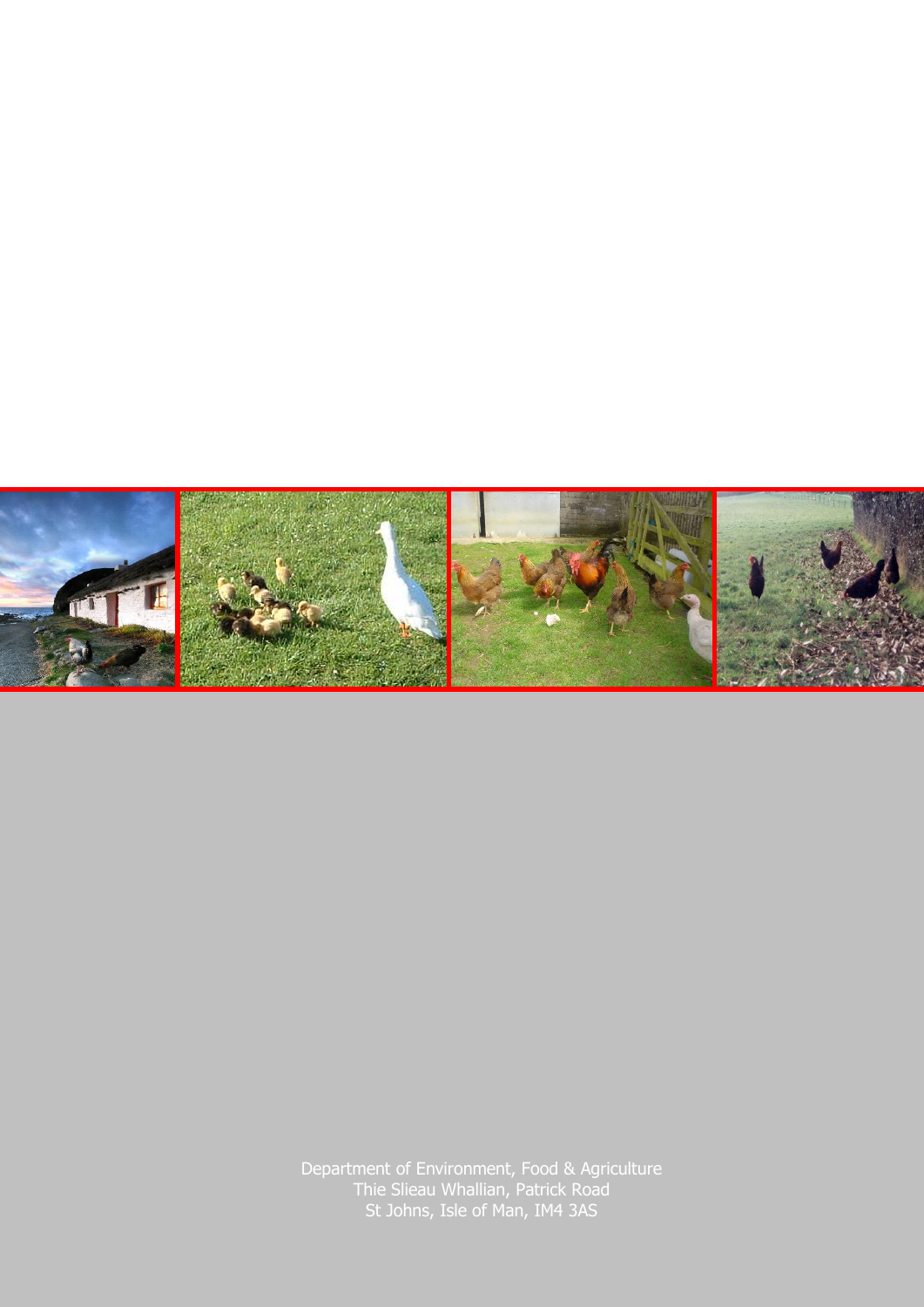Department of Environment, Food & Agriculture
Thie Slieau Whallian, Patrick Road
St Johns, Isle of Man, IM4 3AS